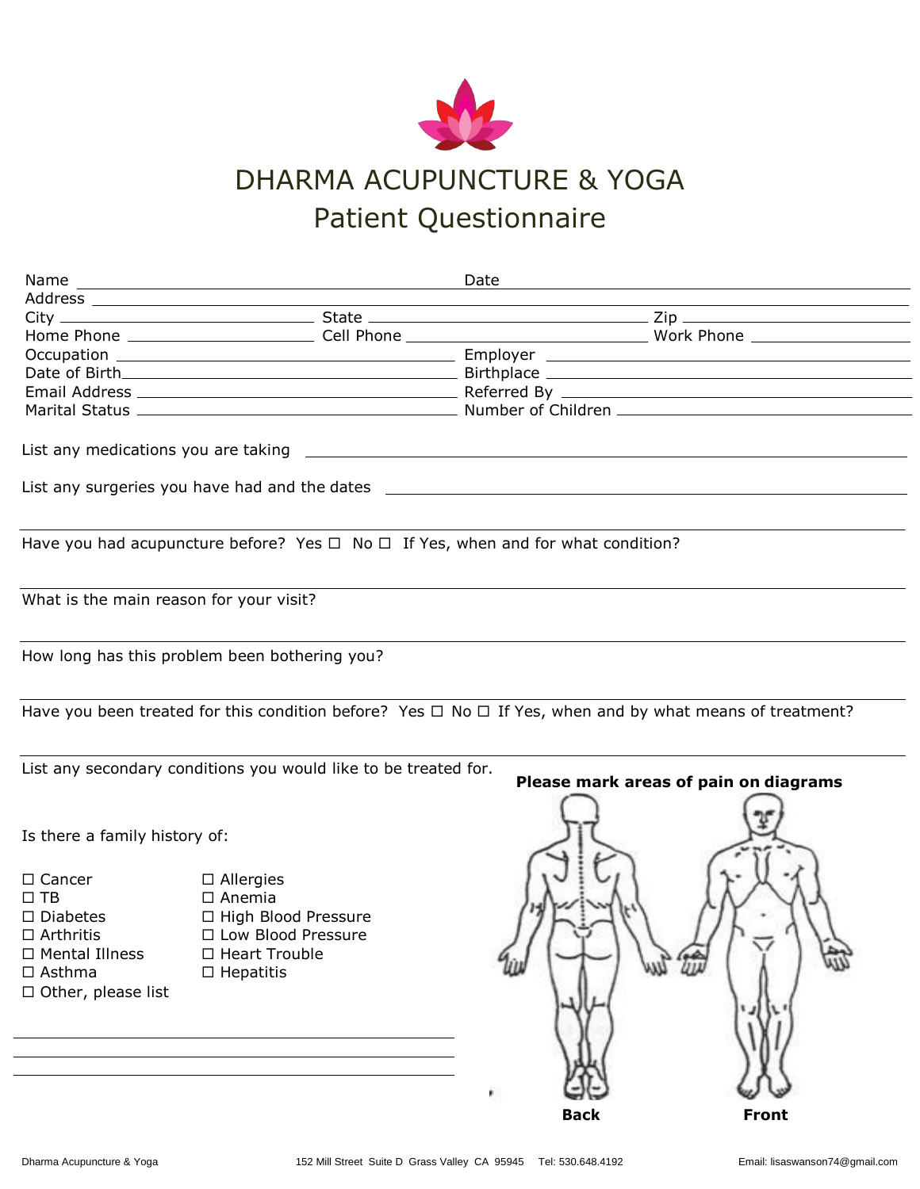# DHARMA ACUPUNCTURE & YOGA

## Patient Questionnaire

Name ______________________________ Date ______________________________

Address ______________________________________________________________

City ____________________ State ____________________ Zip ____________________

Home Phone ____________________ Cell Phone ____________________ Work Phone ____________________

Occupation ______________________________ Employer ______________________________

Date of Birth______________________________ Birthplace ______________________________

Email Address ______________________________ Referred By ______________________________

Marital Status ______________________________ Number of Children ______________________________

List any medications you are taking ______________________________________________

List any surgeries you have had and the dates ______________________________________________

______________________________________________________________

Have you had acupuncture before? Yes ☐ No ☐ If Yes, when and for what condition?

______________________________________________________________

What is the main reason for your visit?

______________________________________________________________

How long has this problem been bothering you?

______________________________________________________________

Have you been treated for this condition before? Yes ☐ No ☐ If Yes, when and by what means of treatment?

______________________________________________________________

List any secondary conditions you would like to be treated for.

Is there a family history of:

- ☐ Cancer
- ☐ TB
- ☐ Diabetes
- ☐ Arthritis
- ☐ Mental Illness
- ☐ Asthma
- ☐ Allergies
- ☐ Anemia
- ☐ High Blood Pressure
- ☐ Low Blood Pressure
- ☐ Heart Trouble
- ☐ Hepatitis
- ☐ Other, please list

______________________________________________

______________________________________________

______________________________________________

**Please mark areas of pain on diagrams**

**Back** **Front**

Dharma Acupuncture & Yoga 152 Mill Street Suite D Grass Valley CA 95945 Tel: 530.648.4192 Email: lisaswanson74@gmail.com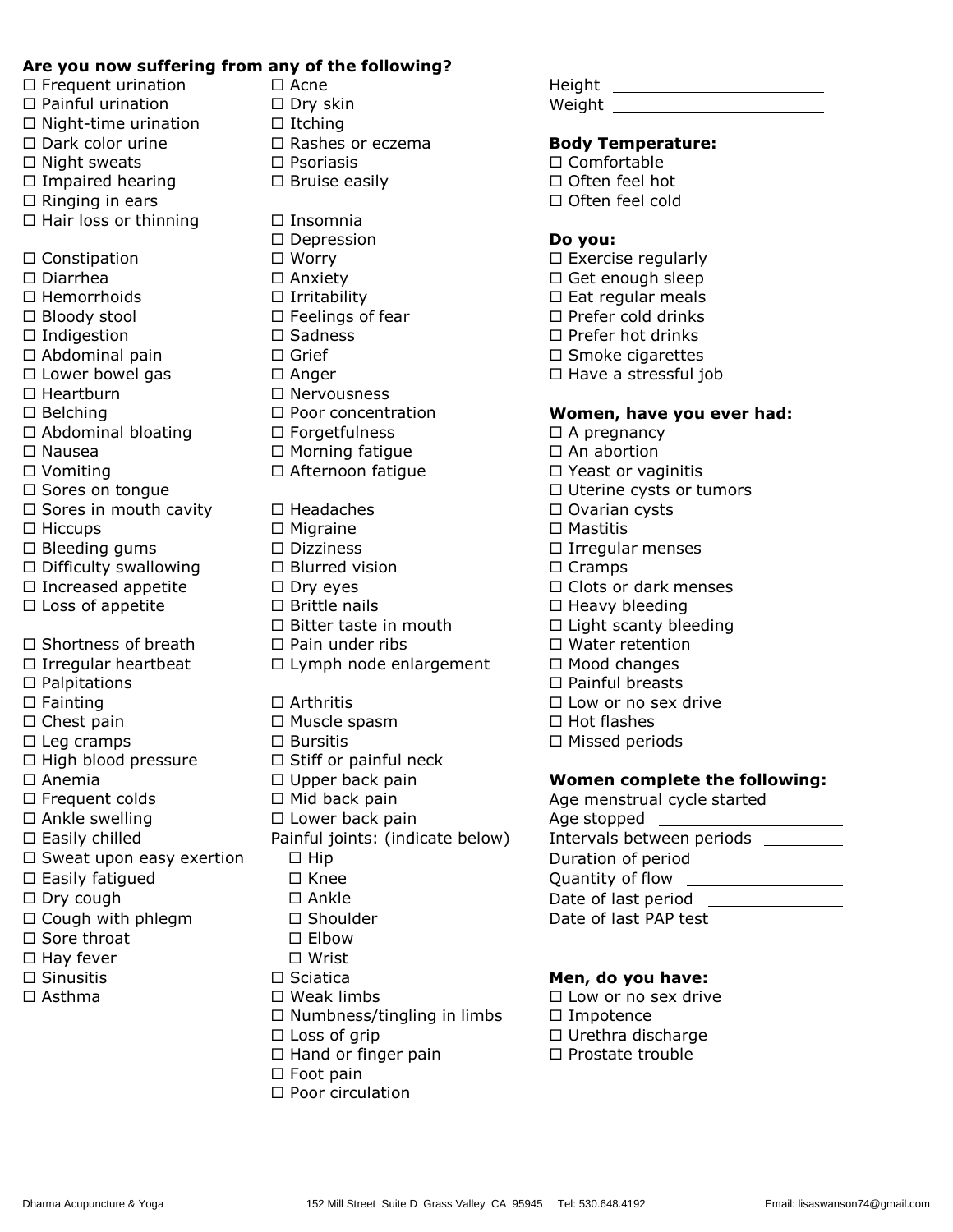**Are you now suffering from any of the following?**

☐ Frequent urination
☐ Painful urination
☐ Night-time urination
☐ Dark color urine
☐ Night sweats
☐ Impaired hearing
☐ Ringing in ears
☐ Hair loss or thinning

☐ Constipation
☐ Diarrhea
☐ Hemorrhoids
☐ Bloody stool
☐ Indigestion
☐ Abdominal pain
☐ Lower bowel gas
☐ Heartburn
☐ Belching
☐ Abdominal bloating
☐ Nausea
☐ Vomiting
☐ Sores on tongue
☐ Sores in mouth cavity
☐ Hiccups
☐ Bleeding gums
☐ Difficulty swallowing
☐ Increased appetite
☐ Loss of appetite

☐ Shortness of breath
☐ Irregular heartbeat
☐ Palpitations
☐ Fainting
☐ Chest pain
☐ Leg cramps
☐ High blood pressure
☐ Anemia
☐ Frequent colds
☐ Ankle swelling
☐ Easily chilled
☐ Sweat upon easy exertion
☐ Easily fatigued
☐ Dry cough
☐ Cough with phlegm
☐ Sore throat
☐ Hay fever
☐ Sinusitis
☐ Asthma

☐ Acne
☐ Dry skin
☐ Itching
☐ Rashes or eczema
☐ Psoriasis
☐ Bruise easily

☐ Insomnia
☐ Depression
☐ Worry
☐ Anxiety
☐ Irritability
☐ Feelings of fear
☐ Sadness
☐ Grief
☐ Anger
☐ Nervousness
☐ Poor concentration
☐ Forgetfulness
☐ Morning fatigue
☐ Afternoon fatigue

☐ Headaches
☐ Migraine
☐ Dizziness
☐ Blurred vision
☐ Dry eyes
☐ Brittle nails
☐ Bitter taste in mouth
☐ Pain under ribs
☐ Lymph node enlargement

☐ Arthritis
☐ Muscle spasm
☐ Bursitis
☐ Stiff or painful neck
☐ Upper back pain
☐ Mid back pain
☐ Lower back pain

Painful joints: (indicate below)
- ☐ Hip
- ☐ Knee
- ☐ Ankle
- ☐ Shoulder
- ☐ Elbow
- ☐ Wrist

☐ Sciatica
☐ Weak limbs
☐ Numbness/tingling in limbs
☐ Loss of grip
☐ Hand or finger pain
☐ Foot pain
☐ Poor circulation

Height ______________________
Weight ______________________

**Body Temperature:**

☐ Comfortable
☐ Often feel hot
☐ Often feel cold

**Do you:**

☐ Exercise regularly
☐ Get enough sleep
☐ Eat regular meals
☐ Prefer cold drinks
☐ Prefer hot drinks
☐ Smoke cigarettes
☐ Have a stressful job

**Women, have you ever had:**

☐ A pregnancy
☐ An abortion
☐ Yeast or vaginitis
☐ Uterine cysts or tumors
☐ Ovarian cysts
☐ Mastitis
☐ Irregular menses
☐ Cramps
☐ Clots or dark menses
☐ Heavy bleeding
☐ Light scanty bleeding
☐ Water retention
☐ Mood changes
☐ Painful breasts
☐ Low or no sex drive
☐ Hot flashes
☐ Missed periods

**Women complete the following:**

Age menstrual cycle started ________
Age stopped ____________________
Intervals between periods _________
Duration of period
Quantity of flow ________________
Date of last period ______________
Date of last PAP test ____________

**Men, do you have:**

☐ Low or no sex drive
☐ Impotence
☐ Urethra discharge
☐ Prostate trouble

Dharma Acupuncture & Yoga 152 Mill Street Suite D Grass Valley CA 95945 Tel: 530.648.4192 Email: lisaswanson74@gmail.com